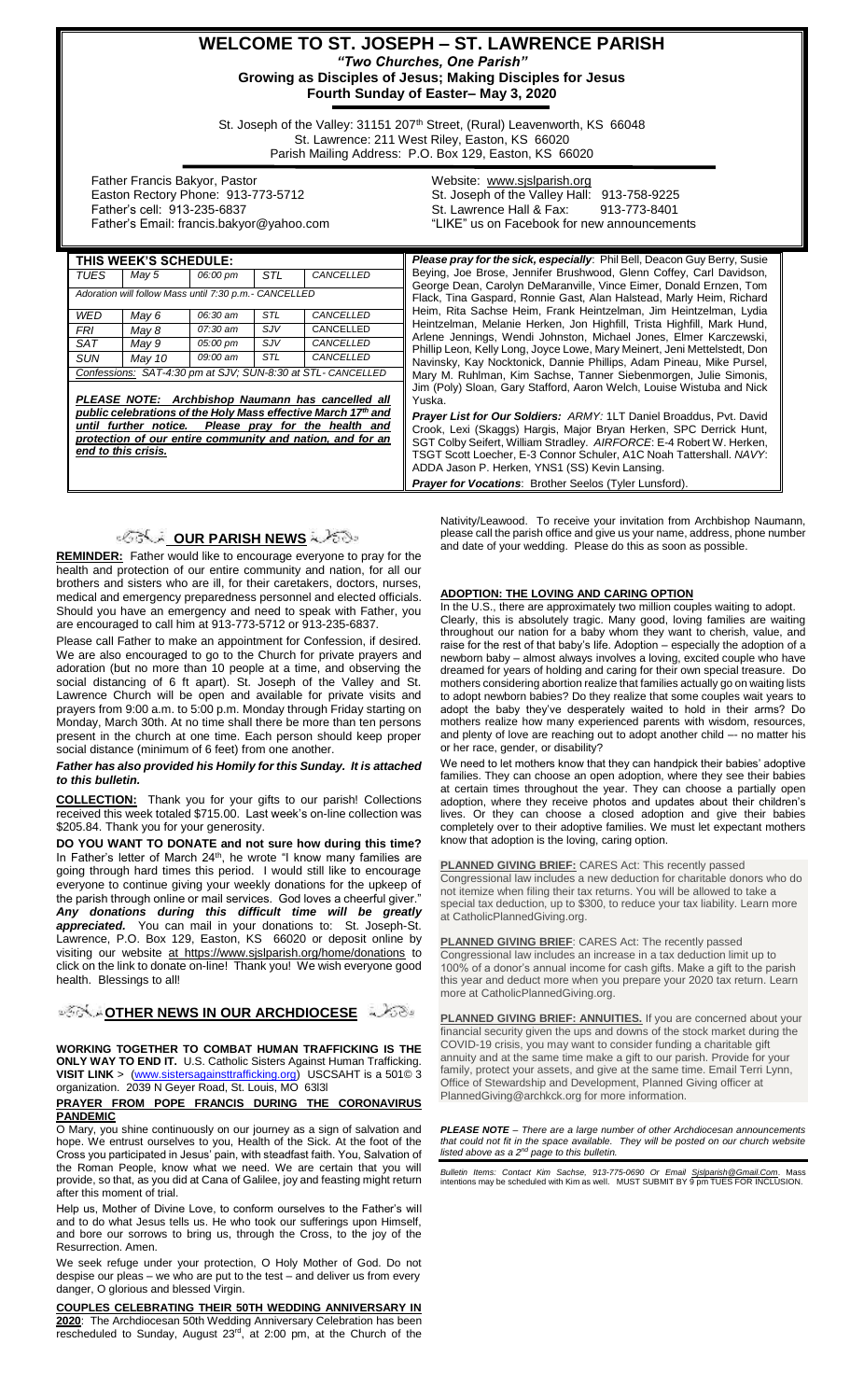# WELCOME TO ST. JOSEPH – ST. LAWRENCE PARISH

***"Two Churches, One Parish"***

**Growing as Disciples of Jesus; Making Disciples for Jesus**

**Fourth Sunday of Easter– May 3, 2020**

St. Joseph of the Valley: 31151 207th Street, (Rural) Leavenworth, KS 66048
St. Lawrence: 211 West Riley, Easton, KS 66020
Parish Mailing Address: P.O. Box 129, Easton, KS 66020

Father Francis Bakyor, Pastor
Easton Rectory Phone: 913-773-5712
Father's cell: 913-235-6837
Father's Email: francis.bakyor@yahoo.com

Website: www.sjslparish.org
St. Joseph of the Valley Hall: 913-758-9225
St. Lawrence Hall & Fax: 913-773-8401
"LIKE" us on Facebook for new announcements

| THIS WEEK'S SCHEDULE: | | | | |
|---|---|---|---|---|
| *TUES* | *May 5* | *06:00 pm* | *STL* | *CANCELLED* |
| *Adoration will follow Mass until 7:30 p.m.- CANCELLED* | | | | |
| *WED* | *May 6* | *06:30 am* | *STL* | *CANCELLED* |
| *FRI* | *May 8* | *07:30 am* | *SJV* | CANCELLED |
| *SAT* | *May 9* | *05:00 pm* | *SJV* | *CANCELLED* |
| *SUN* | *May 10* | *09:00 am* | *STL* | *CANCELLED* |
| *Confessions: SAT-4:30 pm at SJV; SUN-8:30 at STL- CANCELLED* | | | | |

***PLEASE NOTE: Archbishop Naumann has cancelled all public celebrations of the Holy Mass effective March 17th and until further notice. Please pray for the health and protection of our entire community and nation, and for an end to this crisis.***

***Please pray for the sick, especially***: Phil Bell, Deacon Guy Berry, Susie Beying, Joe Brose, Jennifer Brushwood, Glenn Coffey, Carl Davidson, George Dean, Carolyn DeMaranville, Vince Eimer, Donald Ernzen, Tom Flack, Tina Gaspard, Ronnie Gast, Alan Halstead, Marly Heim, Richard Heim, Rita Sachse Heim, Frank Heintzelman, Jim Heintzelman, Lydia Heintzelman, Melanie Herken, Jon Highfill, Trista Highfill, Mark Hund, Arlene Jennings, Wendi Johnston, Michael Jones, Elmer Karczewski, Phillip Leon, Kelly Long, Joyce Lowe, Mary Meinert, Jeni Mettelstedt, Don Navinsky, Kay Nocktonick, Dannie Phillips, Adam Pineau, Mike Pursel, Mary M. Ruhlman, Kim Sachse, Tanner Siebenmorgen, Julie Simonis, Jim (Poly) Sloan, Gary Stafford, Aaron Welch, Louise Wistuba and Nick Yuska.

***Prayer List for Our Soldiers:*** *ARMY:* 1LT Daniel Broaddus, Pvt. David Crook, Lexi (Skaggs) Hargis, Major Bryan Herken, SPC Derrick Hunt, SGT Colby Seifert, William Stradley. *AIRFORCE*: E-4 Robert W. Herken, TSGT Scott Loecher, E-3 Connor Schuler, A1C Noah Tattershall. *NAVY*: ADDA Jason P. Herken, YNS1 (SS) Kevin Lansing.

***Prayer for Vocations***: Brother Seelos (Tyler Lunsford).

## OUR PARISH NEWS

**REMINDER:** Father would like to encourage everyone to pray for the health and protection of our entire community and nation, for all our brothers and sisters who are ill, for their caretakers, doctors, nurses, medical and emergency preparedness personnel and elected officials. Should you have an emergency and need to speak with Father, you are encouraged to call him at 913-773-5712 or 913-235-6837.

Please call Father to make an appointment for Confession, if desired. We are also encouraged to go to the Church for private prayers and adoration (but no more than 10 people at a time, and observing the social distancing of 6 ft apart). St. Joseph of the Valley and St. Lawrence Church will be open and available for private visits and prayers from 9:00 a.m. to 5:00 p.m. Monday through Friday starting on Monday, March 30th. At no time shall there be more than ten persons present in the church at one time. Each person should keep proper social distance (minimum of 6 feet) from one another.

***Father has also provided his Homily for this Sunday. It is attached to this bulletin.***

**COLLECTION:** Thank you for your gifts to our parish! Collections received this week totaled $715.00. Last week's on-line collection was $205.84. Thank you for your generosity.

**DO YOU WANT TO DONATE and not sure how during this time?** In Father's letter of March 24th, he wrote "I know many families are going through hard times this period. I would still like to encourage everyone to continue giving your weekly donations for the upkeep of the parish through online or mail services. God loves a cheerful giver." ***Any donations during this difficult time will be greatly appreciated.*** You can mail in your donations to: St. Joseph-St. Lawrence, P.O. Box 129, Easton, KS 66020 or deposit online by visiting our website at https://www.sjslparish.org/home/donations to click on the link to donate on-line! Thank you! We wish everyone good health. Blessings to all!

## OTHER NEWS IN OUR ARCHDIOCESE

**WORKING TOGETHER TO COMBAT HUMAN TRAFFICKING IS THE ONLY WAY TO END IT.** U.S. Catholic Sisters Against Human Trafficking. **VISIT LINK** > (www.sistersagainsttrafficking.org) USCSAHT is a 501© 3 organization. 2039 N Geyer Road, St. Louis, MO 63l3l

**PRAYER FROM POPE FRANCIS DURING THE CORONAVIRUS PANDEMIC**

O Mary, you shine continuously on our journey as a sign of salvation and hope. We entrust ourselves to you, Health of the Sick. At the foot of the Cross you participated in Jesus' pain, with steadfast faith. You, Salvation of the Roman People, know what we need. We are certain that you will provide, so that, as you did at Cana of Galilee, joy and feasting might return after this moment of trial.

Help us, Mother of Divine Love, to conform ourselves to the Father's will and to do what Jesus tells us. He who took our sufferings upon Himself, and bore our sorrows to bring us, through the Cross, to the joy of the Resurrection. Amen.

We seek refuge under your protection, O Holy Mother of God. Do not despise our pleas – we who are put to the test – and deliver us from every danger, O glorious and blessed Virgin.

**COUPLES CELEBRATING THEIR 50TH WEDDING ANNIVERSARY IN 2020**: The Archdiocesan 50th Wedding Anniversary Celebration has been rescheduled to Sunday, August 23rd, at 2:00 pm, at the Church of the Nativity/Leawood. To receive your invitation from Archbishop Naumann, please call the parish office and give us your name, address, phone number and date of your wedding. Please do this as soon as possible.

**ADOPTION: THE LOVING AND CARING OPTION**

In the U.S., there are approximately two million couples waiting to adopt. Clearly, this is absolutely tragic. Many good, loving families are waiting throughout our nation for a baby whom they want to cherish, value, and raise for the rest of that baby's life. Adoption – especially the adoption of a newborn baby – almost always involves a loving, excited couple who have dreamed for years of holding and caring for their own special treasure. Do mothers considering abortion realize that families actually go on waiting lists to adopt newborn babies? Do they realize that some couples wait years to adopt the baby they've desperately waited to hold in their arms? Do mothers realize how many experienced parents with wisdom, resources, and plenty of love are reaching out to adopt another child –- no matter his or her race, gender, or disability?

We need to let mothers know that they can handpick their babies' adoptive families. They can choose an open adoption, where they see their babies at certain times throughout the year. They can choose a partially open adoption, where they receive photos and updates about their children's lives. Or they can choose a closed adoption and give their babies completely over to their adoptive families. We must let expectant mothers know that adoption is the loving, caring option.

**PLANNED GIVING BRIEF:** CARES Act: This recently passed Congressional law includes a new deduction for charitable donors who do not itemize when filing their tax returns. You will be allowed to take a special tax deduction, up to $300, to reduce your tax liability. Learn more at CatholicPlannedGiving.org.

**PLANNED GIVING BRIEF**: CARES Act: The recently passed Congressional law includes an increase in a tax deduction limit up to 100% of a donor's annual income for cash gifts. Make a gift to the parish this year and deduct more when you prepare your 2020 tax return. Learn more at CatholicPlannedGiving.org.

**PLANNED GIVING BRIEF: ANNUITIES.** If you are concerned about your financial security given the ups and downs of the stock market during the COVID-19 crisis, you may want to consider funding a charitable gift annuity and at the same time make a gift to our parish. Provide for your family, protect your assets, and give at the same time. Email Terri Lynn, Office of Stewardship and Development, Planned Giving officer at PlannedGiving@archkck.org for more information.

***PLEASE NOTE** – There are a large number of other Archdiocesan announcements that could not fit in the space available. They will be posted on our church website listed above as a 2nd page to this bulletin.*

*Bulletin Items: Contact Kim Sachse, 913-775-0690 Or Email Sjslparish@Gmail.Com*. Mass intentions may be scheduled with Kim as well. MUST SUBMIT BY 9 pm TUES FOR INCLUSION.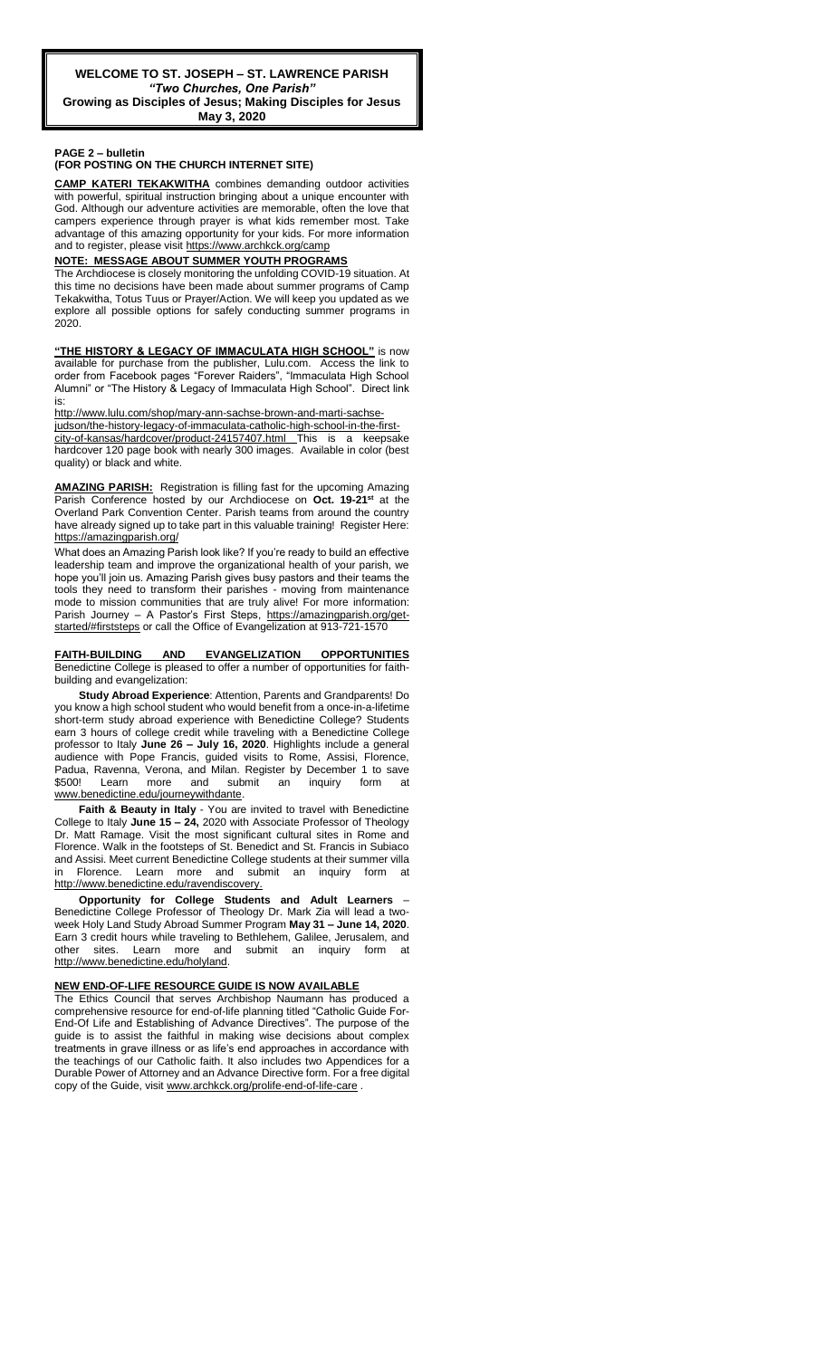**WELCOME TO ST. JOSEPH – ST. LAWRENCE PARISH**
***"Two Churches, One Parish"***
**Growing as Disciples of Jesus; Making Disciples for Jesus**
**May 3, 2020**

**PAGE 2 – bulletin**
**(FOR POSTING ON THE CHURCH INTERNET SITE)**

**CAMP KATERI TEKAKWITHA** combines demanding outdoor activities with powerful, spiritual instruction bringing about a unique encounter with God. Although our adventure activities are memorable, often the love that campers experience through prayer is what kids remember most. Take advantage of this amazing opportunity for your kids. For more information and to register, please visit https://www.archkck.org/camp

**NOTE: MESSAGE ABOUT SUMMER YOUTH PROGRAMS**

The Archdiocese is closely monitoring the unfolding COVID-19 situation. At this time no decisions have been made about summer programs of Camp Tekakwitha, Totus Tuus or Prayer/Action. We will keep you updated as we explore all possible options for safely conducting summer programs in 2020.

**"THE HISTORY & LEGACY OF IMMACULATA HIGH SCHOOL"** is now available for purchase from the publisher, Lulu.com. Access the link to order from Facebook pages "Forever Raiders", "Immaculata High School Alumni" or "The History & Legacy of Immaculata High School". Direct link is:
http://www.lulu.com/shop/mary-ann-sachse-brown-and-marti-sachse-judson/the-history-legacy-of-immaculata-catholic-high-school-in-the-first-city-of-kansas/hardcover/product-24157407.html This is a keepsake hardcover 120 page book with nearly 300 images. Available in color (best quality) or black and white.

**AMAZING PARISH:** Registration is filling fast for the upcoming Amazing Parish Conference hosted by our Archdiocese on **Oct. 19-21st** at the Overland Park Convention Center. Parish teams from around the country have already signed up to take part in this valuable training! Register Here: https://amazingparish.org/

What does an Amazing Parish look like? If you're ready to build an effective leadership team and improve the organizational health of your parish, we hope you'll join us. Amazing Parish gives busy pastors and their teams the tools they need to transform their parishes - moving from maintenance mode to mission communities that are truly alive! For more information: Parish Journey – A Pastor's First Steps, https://amazingparish.org/get-started/#firststeps or call the Office of Evangelization at 913-721-1570

**FAITH-BUILDING AND EVANGELIZATION OPPORTUNITIES**
Benedictine College is pleased to offer a number of opportunities for faith-building and evangelization:

**Study Abroad Experience**: Attention, Parents and Grandparents! Do you know a high school student who would benefit from a once-in-a-lifetime short-term study abroad experience with Benedictine College? Students earn 3 hours of college credit while traveling with a Benedictine College professor to Italy **June 26 – July 16, 2020**. Highlights include a general audience with Pope Francis, guided visits to Rome, Assisi, Florence, Padua, Ravenna, Verona, and Milan. Register by December 1 to save $500! Learn more and submit an inquiry form at www.benedictine.edu/journeywithdante.

**Faith & Beauty in Italy** - You are invited to travel with Benedictine College to Italy **June 15 – 24,** 2020 with Associate Professor of Theology Dr. Matt Ramage. Visit the most significant cultural sites in Rome and Florence. Walk in the footsteps of St. Benedict and St. Francis in Subiaco and Assisi. Meet current Benedictine College students at their summer villa in Florence. Learn more and submit an inquiry form at http://www.benedictine.edu/ravendiscovery.

**Opportunity for College Students and Adult Learners** – Benedictine College Professor of Theology Dr. Mark Zia will lead a two-week Holy Land Study Abroad Summer Program **May 31 – June 14, 2020**. Earn 3 credit hours while traveling to Bethlehem, Galilee, Jerusalem, and other sites. Learn more and submit an inquiry form at http://www.benedictine.edu/holyland.

**NEW END-OF-LIFE RESOURCE GUIDE IS NOW AVAILABLE**

The Ethics Council that serves Archbishop Naumann has produced a comprehensive resource for end-of-life planning titled "Catholic Guide For-End-Of Life and Establishing of Advance Directives". The purpose of the guide is to assist the faithful in making wise decisions about complex treatments in grave illness or as life's end approaches in accordance with the teachings of our Catholic faith. It also includes two Appendices for a Durable Power of Attorney and an Advance Directive form. For a free digital copy of the Guide, visit www.archkck.org/prolife-end-of-life-care .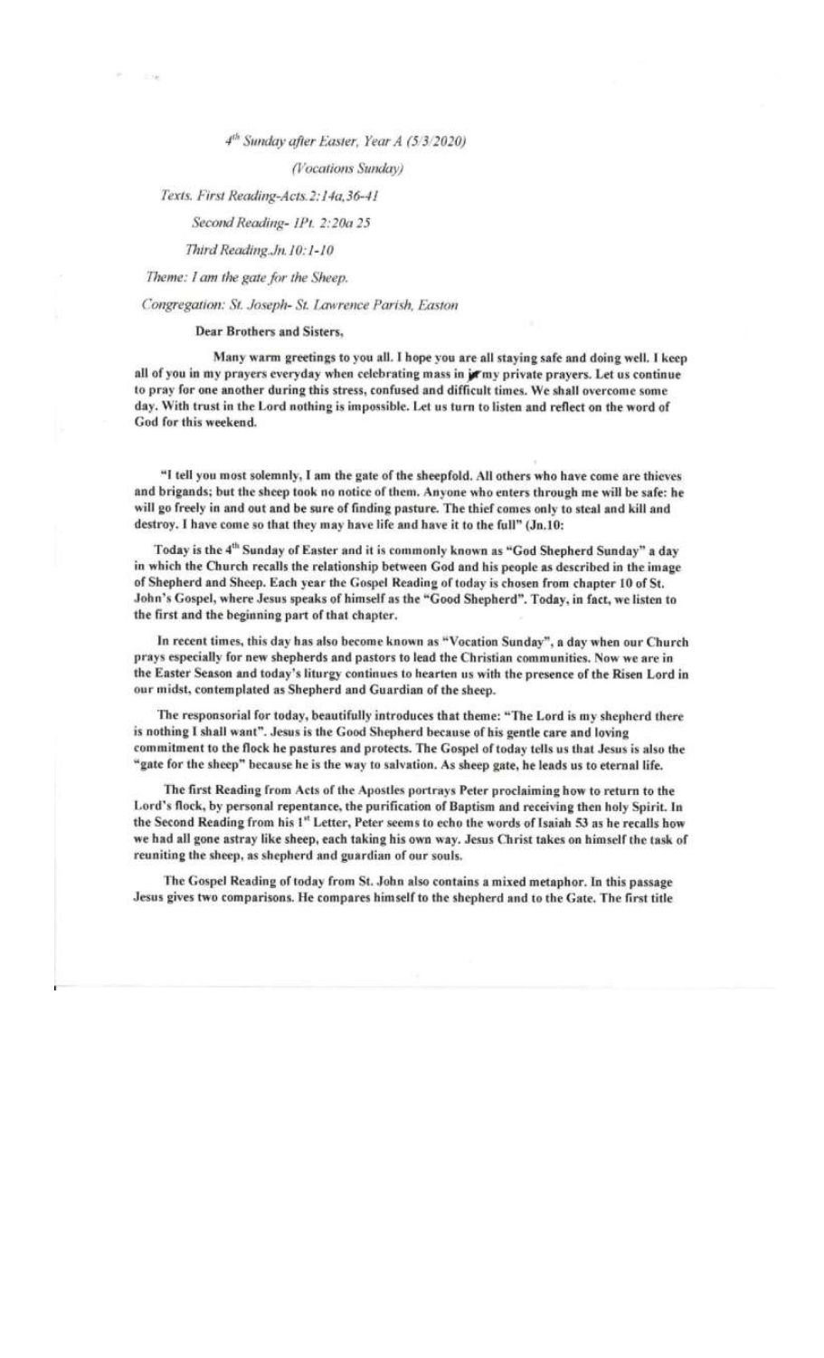*4[th] Sunday after Easter, Year A (5/3/2020)*

*(Vocations Sunday)*

*Texts. First Reading-Acts.2:14a,36-41*

*Second Reading- 1Pt. 2:20a 25*

*Third Reading.Jn.10:1-10*

*Theme: I am the gate for the Sheep.*

*Congregation: St. Joseph- St. Lawrence Parish, Easton*

**Dear Brothers and Sisters,**

**Many warm greetings to you all. I hope you are all staying safe and doing well. I keep all of you in my prayers everyday when celebrating mass in in my private prayers. Let us continue to pray for one another during this stress, confused and difficult times. We shall overcome some day. With trust in the Lord nothing is impossible. Let us turn to listen and reflect on the word of God for this weekend.**

**"I tell you most solemnly, I am the gate of the sheepfold. All others who have come are thieves and brigands; but the sheep took no notice of them. Anyone who enters through me will be safe: he will go freely in and out and be sure of finding pasture. The thief comes only to steal and kill and destroy. I have come so that they may have life and have it to the full" (Jn.10:**

**Today is the 4[th] Sunday of Easter and it is commonly known as "God Shepherd Sunday" a day in which the Church recalls the relationship between God and his people as described in the image of Shepherd and Sheep. Each year the Gospel Reading of today is chosen from chapter 10 of St. John's Gospel, where Jesus speaks of himself as the "Good Shepherd". Today, in fact, we listen to the first and the beginning part of that chapter.**

**In recent times, this day has also become known as "Vocation Sunday", a day when our Church prays especially for new shepherds and pastors to lead the Christian communities. Now we are in the Easter Season and today's liturgy continues to hearten us with the presence of the Risen Lord in our midst, contemplated as Shepherd and Guardian of the sheep.**

**The responsorial for today, beautifully introduces that theme: "The Lord is my shepherd there is nothing I shall want". Jesus is the Good Shepherd because of his gentle care and loving commitment to the flock he pastures and protects. The Gospel of today tells us that Jesus is also the "gate for the sheep" because he is the way to salvation. As sheep gate, he leads us to eternal life.**

**The first Reading from Acts of the Apostles portrays Peter proclaiming how to return to the Lord's flock, by personal repentance, the purification of Baptism and receiving then holy Spirit. In the Second Reading from his 1[st] Letter, Peter seems to echo the words of Isaiah 53 as he recalls how we had all gone astray like sheep, each taking his own way. Jesus Christ takes on himself the task of reuniting the sheep, as shepherd and guardian of our souls.**

**The Gospel Reading of today from St. John also contains a mixed metaphor. In this passage Jesus gives two comparisons. He compares himself to the shepherd and to the Gate. The first title**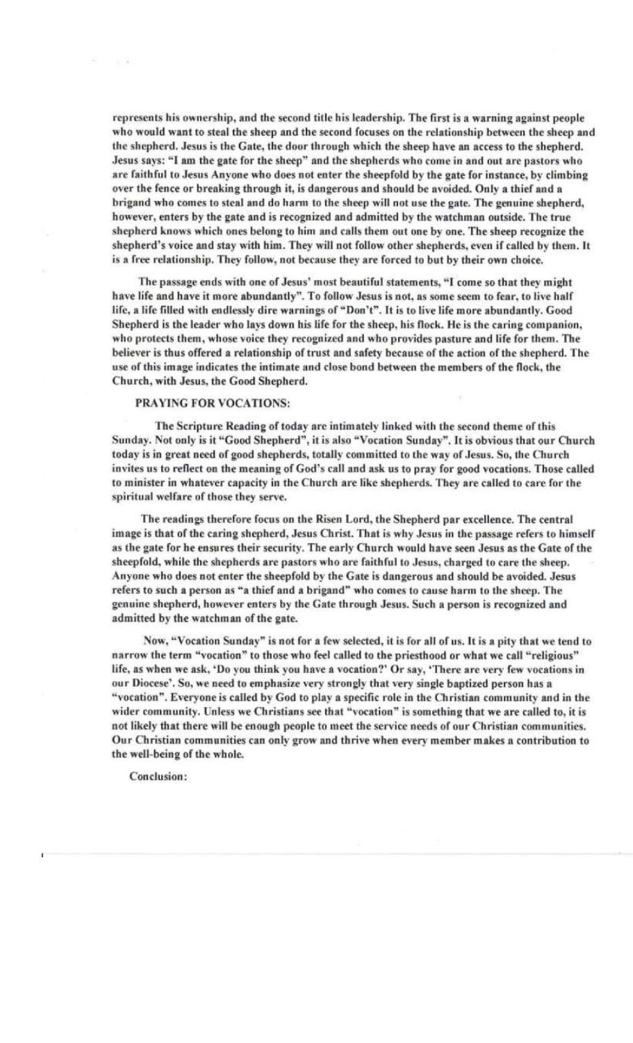represents his ownership, and the second title his leadership. The first is a warning against people who would want to steal the sheep and the second focuses on the relationship between the sheep and the shepherd. Jesus is the Gate, the door through which the sheep have an access to the shepherd. Jesus says: "I am the gate for the sheep" and the shepherds who come in and out are pastors who are faithful to Jesus Anyone who does not enter the sheepfold by the gate for instance, by climbing over the fence or breaking through it, is dangerous and should be avoided. Only a thief and a brigand who comes to steal and do harm to the sheep will not use the gate. The genuine shepherd, however, enters by the gate and is recognized and admitted by the watchman outside. The true shepherd knows which ones belong to him and calls them out one by one. The sheep recognize the shepherd's voice and stay with him. They will not follow other shepherds, even if called by them. It is a free relationship. They follow, not because they are forced to but by their own choice.

The passage ends with one of Jesus' most beautiful statements, "I come so that they might have life and have it more abundantly". To follow Jesus is not, as some seem to fear, to live half life, a life filled with endlessly dire warnings of "Don't". It is to live life more abundantly. Good Shepherd is the leader who lays down his life for the sheep, his flock. He is the caring companion, who protects them, whose voice they recognized and who provides pasture and life for them. The believer is thus offered a relationship of trust and safety because of the action of the shepherd. The use of this image indicates the intimate and close bond between the members of the flock, the Church, with Jesus, the Good Shepherd.

**PRAYING FOR VOCATIONS:**

The Scripture Reading of today are intimately linked with the second theme of this Sunday. Not only is it "Good Shepherd", it is also "Vocation Sunday". It is obvious that our Church today is in great need of good shepherds, totally committed to the way of Jesus. So, the Church invites us to reflect on the meaning of God's call and ask us to pray for good vocations. Those called to minister in whatever capacity in the Church are like shepherds. They are called to care for the spiritual welfare of those they serve.

The readings therefore focus on the Risen Lord, the Shepherd par excellence. The central image is that of the caring shepherd, Jesus Christ. That is why Jesus in the passage refers to himself as the gate for he ensures their security. The early Church would have seen Jesus as the Gate of the sheepfold, while the shepherds are pastors who are faithful to Jesus, charged to care the sheep. Anyone who does not enter the sheepfold by the Gate is dangerous and should be avoided. Jesus refers to such a person as "a thief and a brigand" who comes to cause harm to the sheep. The genuine shepherd, however enters by the Gate through Jesus. Such a person is recognized and admitted by the watchman of the gate.

Now, "Vocation Sunday" is not for a few selected, it is for all of us. It is a pity that we tend to narrow the term "vocation" to those who feel called to the priesthood or what we call "religious" life, as when we ask, 'Do you think you have a vocation?' Or say, 'There are very few vocations in our Diocese'. So, we need to emphasize very strongly that very single baptized person has a "vocation". Everyone is called by God to play a specific role in the Christian community and in the wider community. Unless we Christians see that "vocation" is something that we are called to, it is not likely that there will be enough people to meet the service needs of our Christian communities. Our Christian communities can only grow and thrive when every member makes a contribution to the well-being of the whole.

**Conclusion:**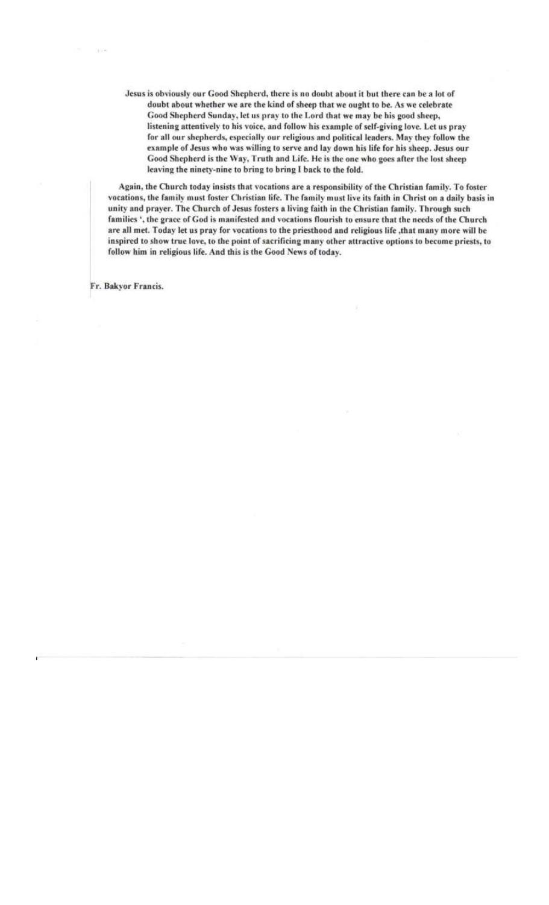**Jesus is obviously our Good Shepherd, there is no doubt about it but there can be a lot of doubt about whether we are the kind of sheep that we ought to be. As we celebrate Good Shepherd Sunday, let us pray to the Lord that we may be his good sheep, listening attentively to his voice, and follow his example of self-giving love. Let us pray for all our shepherds, especially our religious and political leaders. May they follow the example of Jesus who was willing to serve and lay down his life for his sheep. Jesus our Good Shepherd is the Way, Truth and Life. He is the one who goes after the lost sheep leaving the ninety-nine to bring to bring I back to the fold.**

**Again, the Church today insists that vocations are a responsibility of the Christian family. To foster vocations, the family must foster Christian life. The family must live its faith in Christ on a daily basis in unity and prayer. The Church of Jesus fosters a living faith in the Christian family. Through such families ', the grace of God is manifested and vocations flourish to ensure that the needs of the Church are all met. Today let us pray for vocations to the priesthood and religious life ,that many more will be inspired to show true love, to the point of sacrificing many other attractive options to become priests, to follow him in religious life. And this is the Good News of today.**

**Fr. Bakyor Francis.**